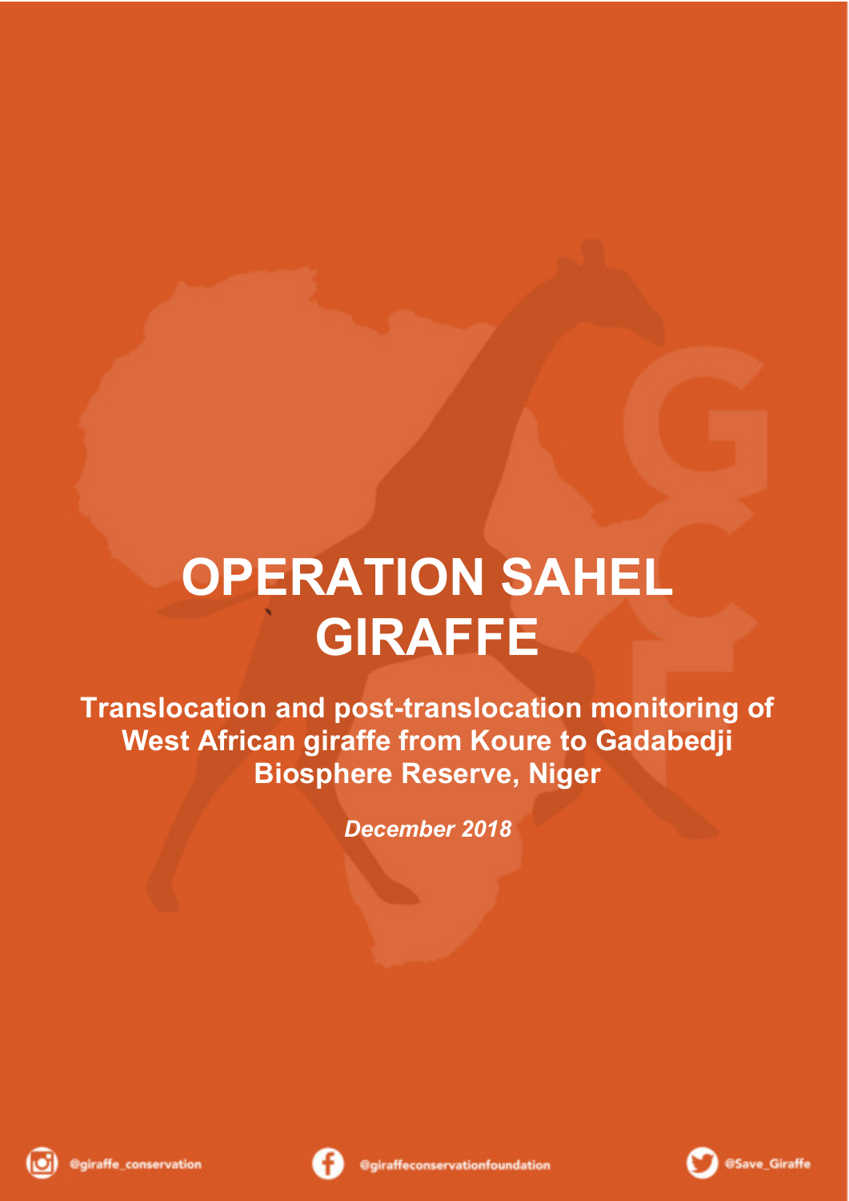# OPERATION SAHEL GIRAFFE

**Translocation and post-translocation monitoring of West African giraffe from Koure to Gadabedji Biosphere Reserve, Niger**

***December 2018***

@giraffe_conservation

@giraffeconservationfoundation

@Save_Giraffe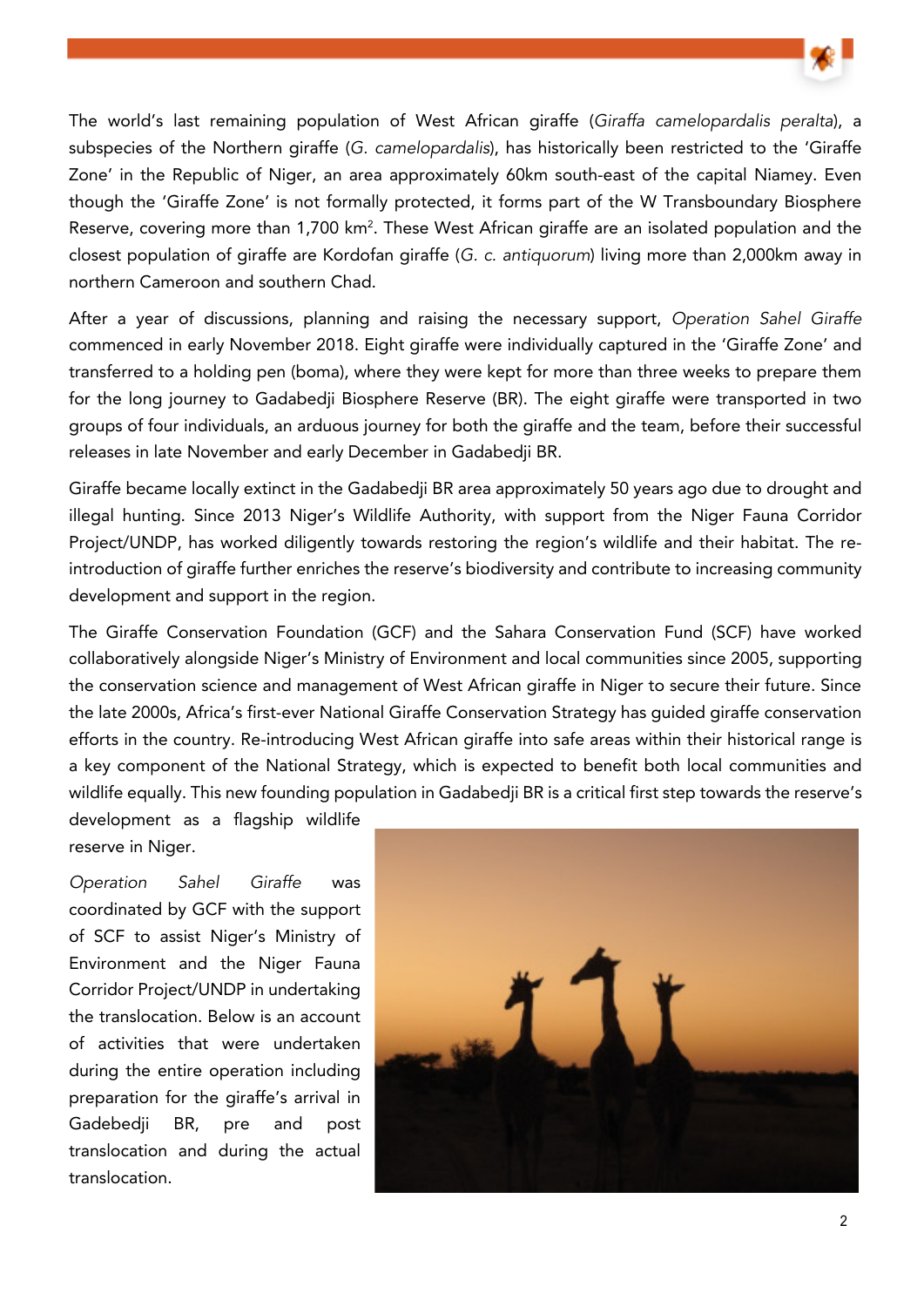The world's last remaining population of West African giraffe (*Giraffa camelopardalis peralta*), a subspecies of the Northern giraffe (*G. camelopardalis*), has historically been restricted to the 'Giraffe Zone' in the Republic of Niger, an area approximately 60km south-east of the capital Niamey. Even though the 'Giraffe Zone' is not formally protected, it forms part of the W Transboundary Biosphere Reserve, covering more than 1,700 km$^2$. These West African giraffe are an isolated population and the closest population of giraffe are Kordofan giraffe (*G. c. antiquorum*) living more than 2,000km away in northern Cameroon and southern Chad.

After a year of discussions, planning and raising the necessary support, *Operation Sahel Giraffe* commenced in early November 2018. Eight giraffe were individually captured in the 'Giraffe Zone' and transferred to a holding pen (boma), where they were kept for more than three weeks to prepare them for the long journey to Gadabedji Biosphere Reserve (BR). The eight giraffe were transported in two groups of four individuals, an arduous journey for both the giraffe and the team, before their successful releases in late November and early December in Gadabedji BR.

Giraffe became locally extinct in the Gadabedji BR area approximately 50 years ago due to drought and illegal hunting. Since 2013 Niger's Wildlife Authority, with support from the Niger Fauna Corridor Project/UNDP, has worked diligently towards restoring the region's wildlife and their habitat. The re-introduction of giraffe further enriches the reserve's biodiversity and contribute to increasing community development and support in the region.

The Giraffe Conservation Foundation (GCF) and the Sahara Conservation Fund (SCF) have worked collaboratively alongside Niger's Ministry of Environment and local communities since 2005, supporting the conservation science and management of West African giraffe in Niger to secure their future. Since the late 2000s, Africa's first-ever National Giraffe Conservation Strategy has guided giraffe conservation efforts in the country. Re-introducing West African giraffe into safe areas within their historical range is a key component of the National Strategy, which is expected to benefit both local communities and wildlife equally. This new founding population in Gadabedji BR is a critical first step towards the reserve's development as a flagship wildlife reserve in Niger.

*Operation Sahel Giraffe* was coordinated by GCF with the support of SCF to assist Niger's Ministry of Environment and the Niger Fauna Corridor Project/UNDP in undertaking the translocation. Below is an account of activities that were undertaken during the entire operation including preparation for the giraffe's arrival in Gadebedji BR, pre and post translocation and during the actual translocation.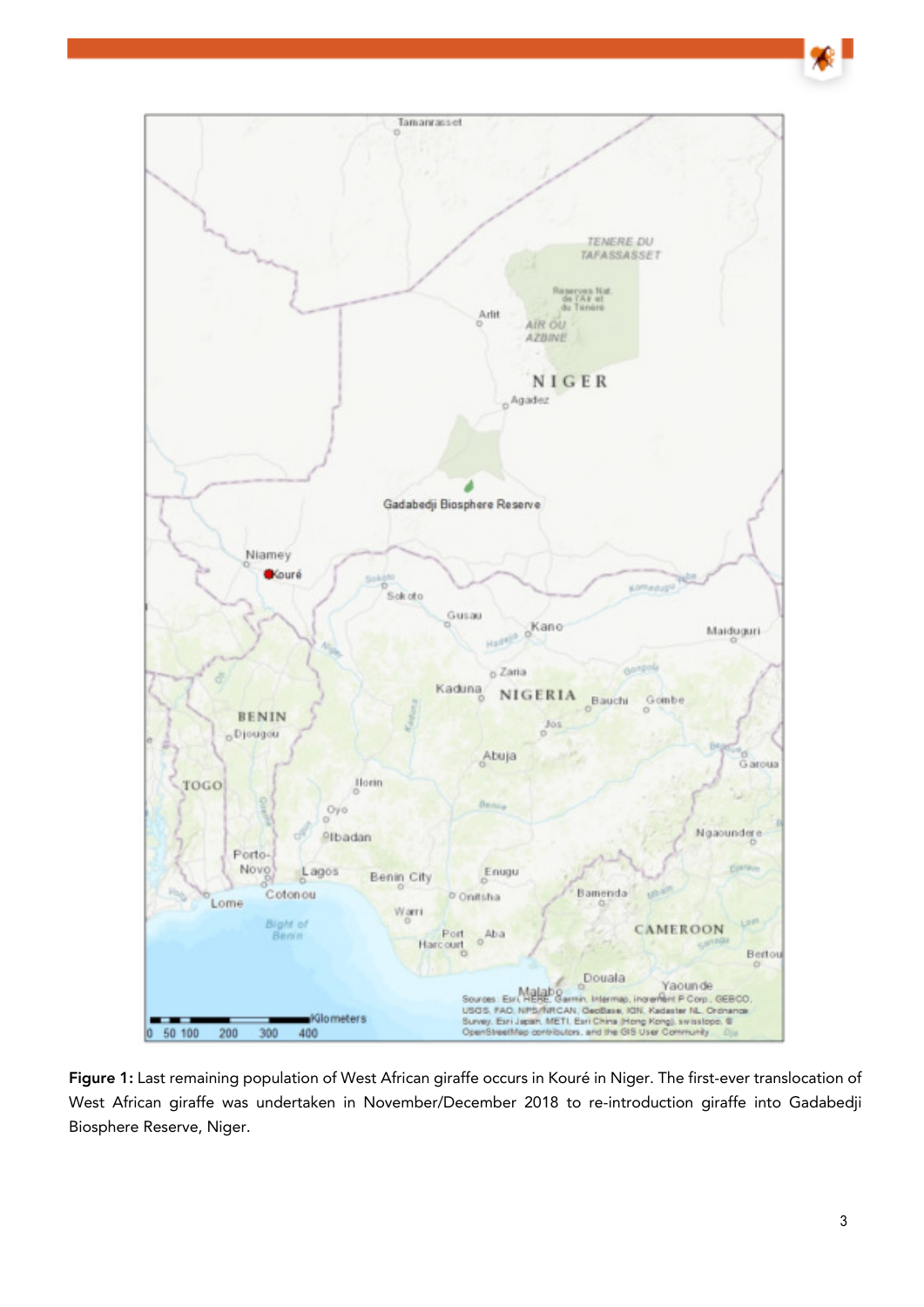**Figure 1:** Last remaining population of West African giraffe occurs in Kouré in Niger. The first-ever translocation of West African giraffe was undertaken in November/December 2018 to re-introduction giraffe into Gadabedji Biosphere Reserve, Niger.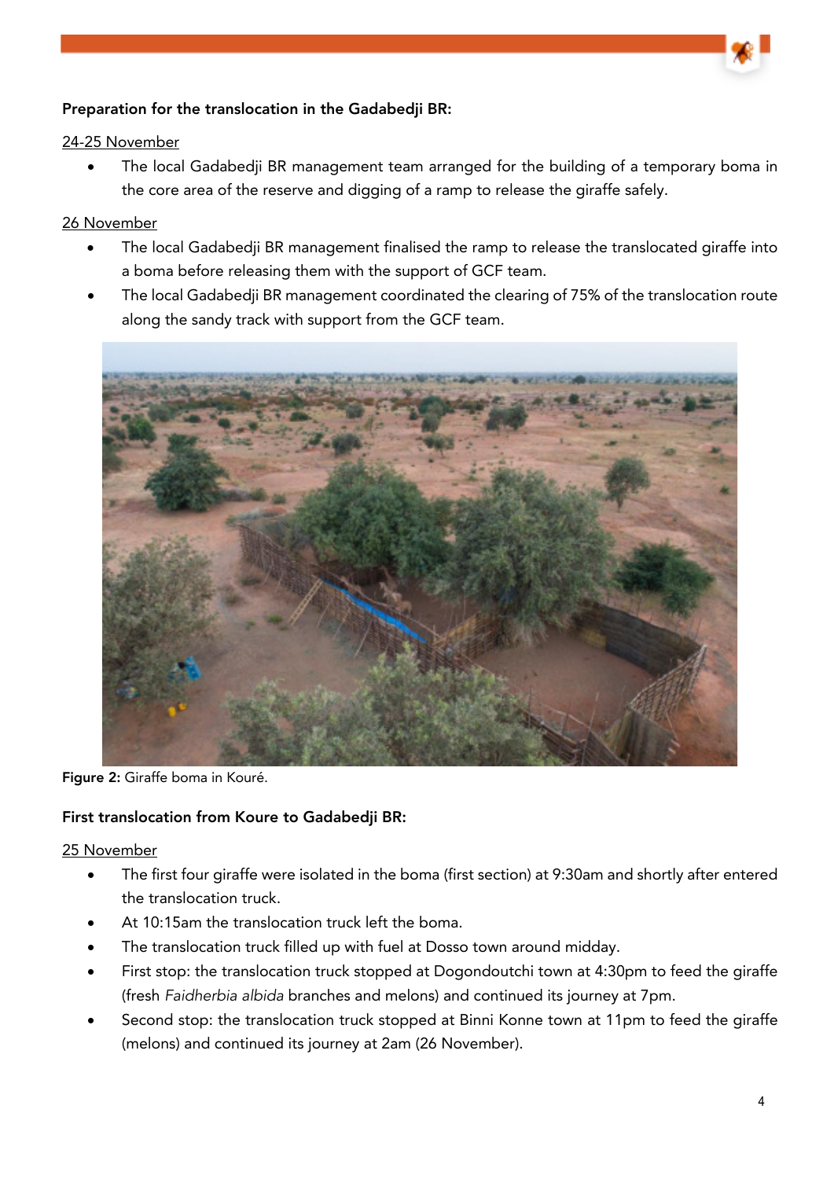**Preparation for the translocation in the Gadabedji BR:**

24-25 November

- The local Gadabedji BR management team arranged for the building of a temporary boma in the core area of the reserve and digging of a ramp to release the giraffe safely.

26 November

- The local Gadabedji BR management finalised the ramp to release the translocated giraffe into a boma before releasing them with the support of GCF team.
- The local Gadabedji BR management coordinated the clearing of 75% of the translocation route along the sandy track with support from the GCF team.

**Figure 2:** Giraffe boma in Kouré.

**First translocation from Koure to Gadabedji BR:**

25 November

- The first four giraffe were isolated in the boma (first section) at 9:30am and shortly after entered the translocation truck.
- At 10:15am the translocation truck left the boma.
- The translocation truck filled up with fuel at Dosso town around midday.
- First stop: the translocation truck stopped at Dogondoutchi town at 4:30pm to feed the giraffe (fresh *Faidherbia albida* branches and melons) and continued its journey at 7pm.
- Second stop: the translocation truck stopped at Binni Konne town at 11pm to feed the giraffe (melons) and continued its journey at 2am (26 November).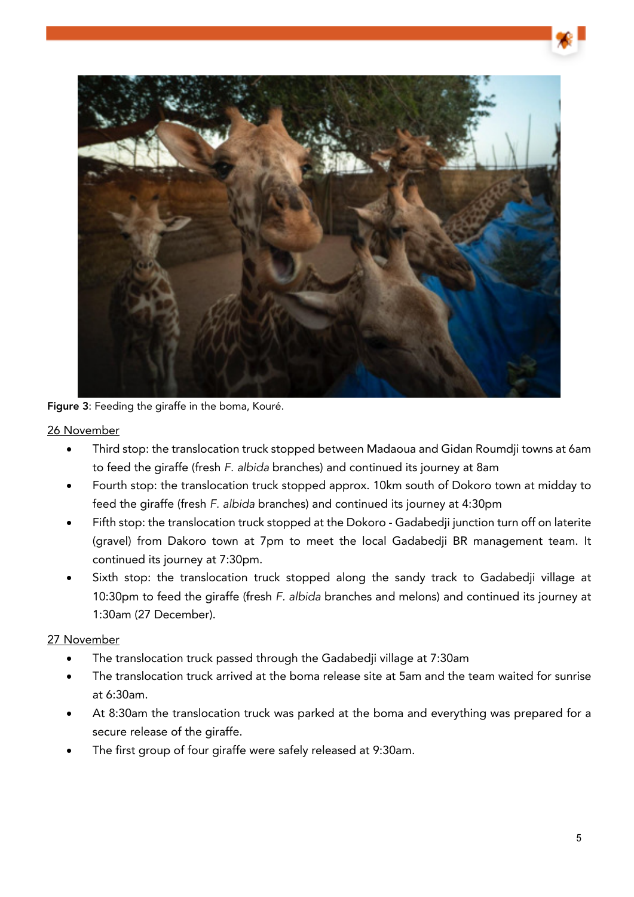**Figure 3**: Feeding the giraffe in the boma, Kouré.

26 November

- Third stop: the translocation truck stopped between Madaoua and Gidan Roumdji towns at 6am to feed the giraffe (fresh *F. albida* branches) and continued its journey at 8am
- Fourth stop: the translocation truck stopped approx. 10km south of Dokoro town at midday to feed the giraffe (fresh *F. albida* branches) and continued its journey at 4:30pm
- Fifth stop: the translocation truck stopped at the Dokoro - Gadabedji junction turn off on laterite (gravel) from Dakoro town at 7pm to meet the local Gadabedji BR management team. It continued its journey at 7:30pm.
- Sixth stop: the translocation truck stopped along the sandy track to Gadabedji village at 10:30pm to feed the giraffe (fresh *F. albida* branches and melons) and continued its journey at 1:30am (27 December).

27 November

- The translocation truck passed through the Gadabedji village at 7:30am
- The translocation truck arrived at the boma release site at 5am and the team waited for sunrise at 6:30am.
- At 8:30am the translocation truck was parked at the boma and everything was prepared for a secure release of the giraffe.
- The first group of four giraffe were safely released at 9:30am.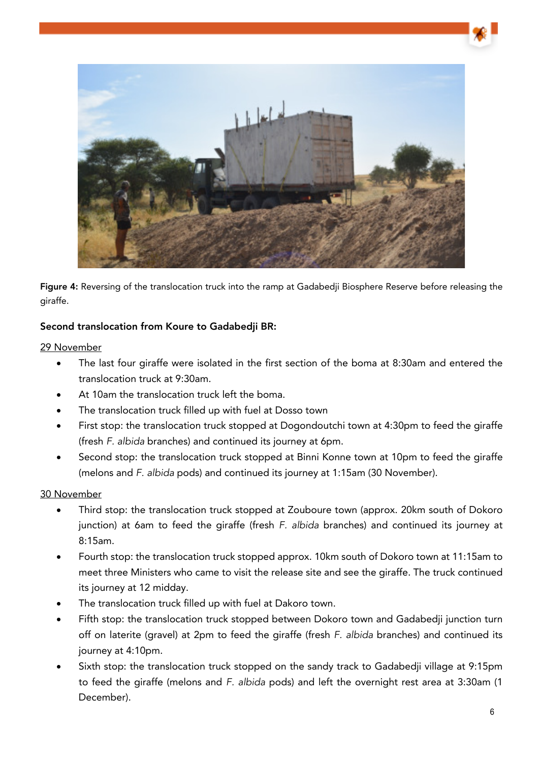**Figure 4:** Reversing of the translocation truck into the ramp at Gadabedji Biosphere Reserve before releasing the giraffe.

**Second translocation from Koure to Gadabedji BR:**

29 November

- The last four giraffe were isolated in the first section of the boma at 8:30am and entered the translocation truck at 9:30am.
- At 10am the translocation truck left the boma.
- The translocation truck filled up with fuel at Dosso town
- First stop: the translocation truck stopped at Dogondoutchi town at 4:30pm to feed the giraffe (fresh *F. albida* branches) and continued its journey at 6pm.
- Second stop: the translocation truck stopped at Binni Konne town at 10pm to feed the giraffe (melons and *F. albida* pods) and continued its journey at 1:15am (30 November).

30 November

- Third stop: the translocation truck stopped at Zouboure town (approx. 20km south of Dokoro junction) at 6am to feed the giraffe (fresh *F. albida* branches) and continued its journey at 8:15am.
- Fourth stop: the translocation truck stopped approx. 10km south of Dokoro town at 11:15am to meet three Ministers who came to visit the release site and see the giraffe. The truck continued its journey at 12 midday.
- The translocation truck filled up with fuel at Dakoro town.
- Fifth stop: the translocation truck stopped between Dokoro town and Gadabedji junction turn off on laterite (gravel) at 2pm to feed the giraffe (fresh *F. albida* branches) and continued its journey at 4:10pm.
- Sixth stop: the translocation truck stopped on the sandy track to Gadabedji village at 9:15pm to feed the giraffe (melons and *F. albida* pods) and left the overnight rest area at 3:30am (1 December).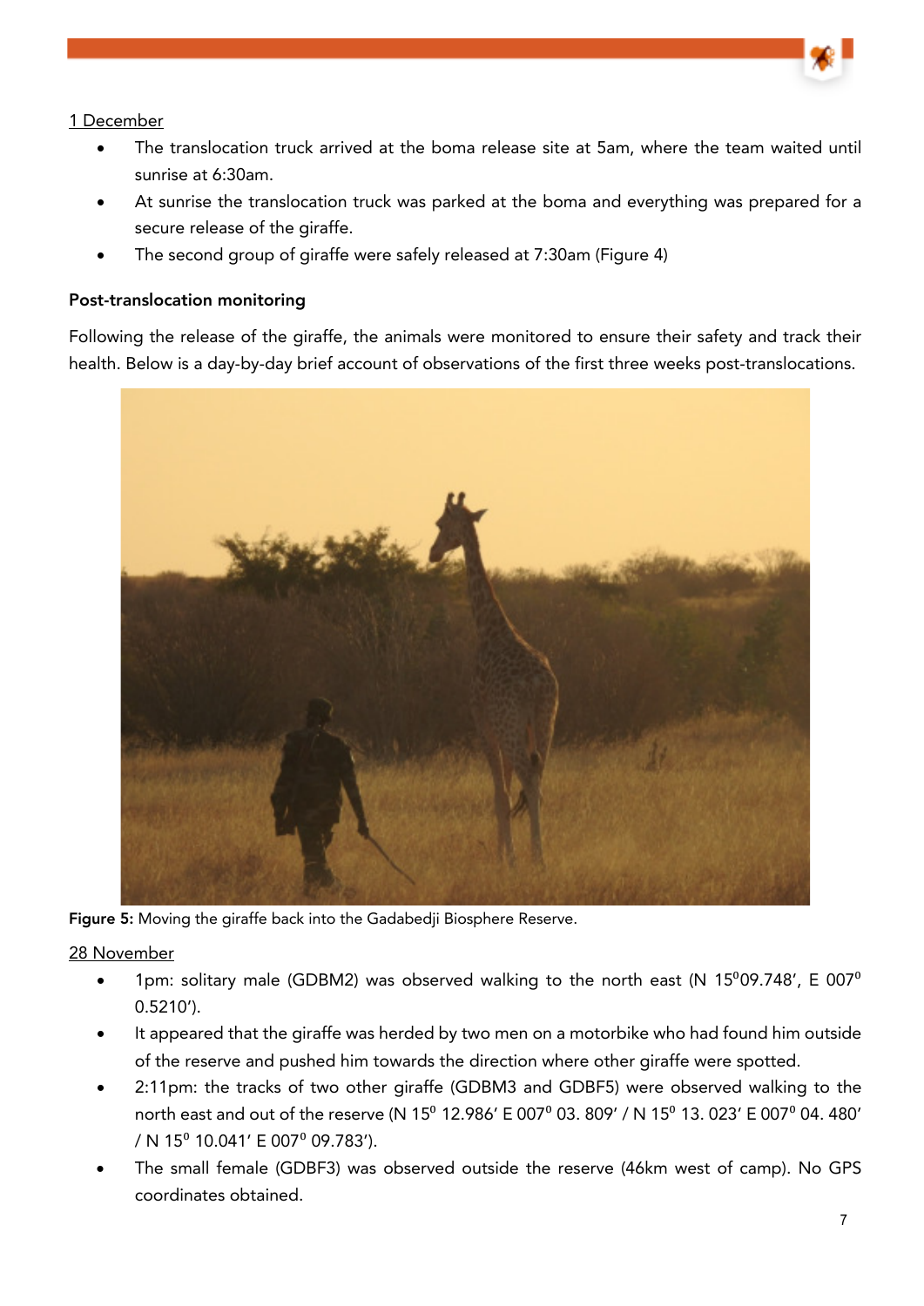1 December

- The translocation truck arrived at the boma release site at 5am, where the team waited until sunrise at 6:30am.
- At sunrise the translocation truck was parked at the boma and everything was prepared for a secure release of the giraffe.
- The second group of giraffe were safely released at 7:30am (Figure 4)

**Post-translocation monitoring**

Following the release of the giraffe, the animals were monitored to ensure their safety and track their health. Below is a day-by-day brief account of observations of the first three weeks post-translocations.

**Figure 5:** Moving the giraffe back into the Gadabedji Biosphere Reserve.

28 November

- 1pm: solitary male (GDBM2) was observed walking to the north east (N 15$^0$09.748′, E 007$^0$ 0.5210′).
- It appeared that the giraffe was herded by two men on a motorbike who had found him outside of the reserve and pushed him towards the direction where other giraffe were spotted.
- 2:11pm: the tracks of two other giraffe (GDBM3 and GDBF5) were observed walking to the north east and out of the reserve (N 15$^0$ 12.986′ E 007$^0$ 03. 809′ / N 15$^0$ 13. 023′ E 007$^0$ 04. 480′ / N 15$^0$ 10.041′ E 007$^0$ 09.783′).
- The small female (GDBF3) was observed outside the reserve (46km west of camp). No GPS coordinates obtained.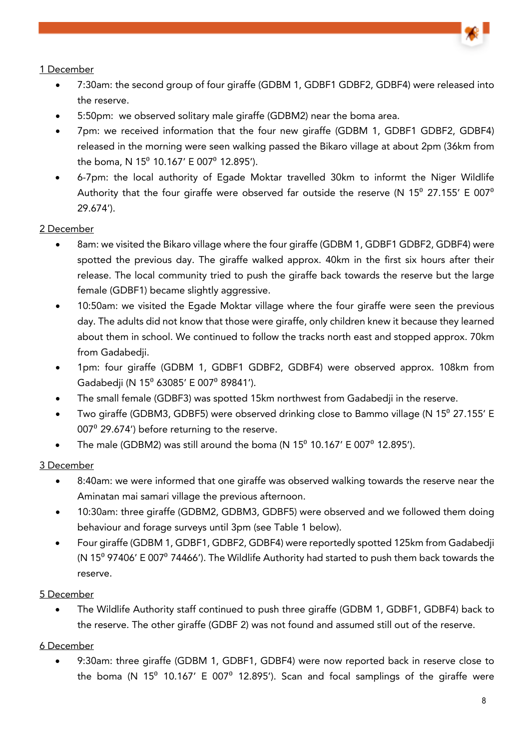1 December

- 7:30am: the second group of four giraffe (GDBM 1, GDBF1 GDBF2, GDBF4) were released into the reserve.
- 5:50pm: we observed solitary male giraffe (GDBM2) near the boma area.
- 7pm: we received information that the four new giraffe (GDBM 1, GDBF1 GDBF2, GDBF4) released in the morning were seen walking passed the Bikaro village at about 2pm (36km from the boma, N 15⁰ 10.167' E 007⁰ 12.895').
- 6-7pm: the local authority of Egade Moktar travelled 30km to informt the Niger Wildlife Authority that the four giraffe were observed far outside the reserve (N 15⁰ 27.155' E 007⁰ 29.674').

2 December

- 8am: we visited the Bikaro village where the four giraffe (GDBM 1, GDBF1 GDBF2, GDBF4) were spotted the previous day. The giraffe walked approx. 40km in the first six hours after their release. The local community tried to push the giraffe back towards the reserve but the large female (GDBF1) became slightly aggressive.
- 10:50am: we visited the Egade Moktar village where the four giraffe were seen the previous day. The adults did not know that those were giraffe, only children knew it because they learned about them in school. We continued to follow the tracks north east and stopped approx. 70km from Gadabedji.
- 1pm: four giraffe (GDBM 1, GDBF1 GDBF2, GDBF4) were observed approx. 108km from Gadabedji (N 15⁰ 63085' E 007⁰ 89841').
- The small female (GDBF3) was spotted 15km northwest from Gadabedji in the reserve.
- Two giraffe (GDBM3, GDBF5) were observed drinking close to Bammo village (N 15⁰ 27.155' E 007⁰ 29.674') before returning to the reserve.
- The male (GDBM2) was still around the boma (N 15⁰ 10.167' E 007⁰ 12.895').

3 December

- 8:40am: we were informed that one giraffe was observed walking towards the reserve near the Aminatan mai samari village the previous afternoon.
- 10:30am: three giraffe (GDBM2, GDBM3, GDBF5) were observed and we followed them doing behaviour and forage surveys until 3pm (see Table 1 below).
- Four giraffe (GDBM 1, GDBF1, GDBF2, GDBF4) were reportedly spotted 125km from Gadabedji (N 15⁰ 97406' E 007⁰ 74466'). The Wildlife Authority had started to push them back towards the reserve.

5 December

- The Wildlife Authority staff continued to push three giraffe (GDBM 1, GDBF1, GDBF4) back to the reserve. The other giraffe (GDBF 2) was not found and assumed still out of the reserve.

6 December

- 9:30am: three giraffe (GDBM 1, GDBF1, GDBF4) were now reported back in reserve close to the boma (N 15⁰ 10.167' E 007⁰ 12.895'). Scan and focal samplings of the giraffe were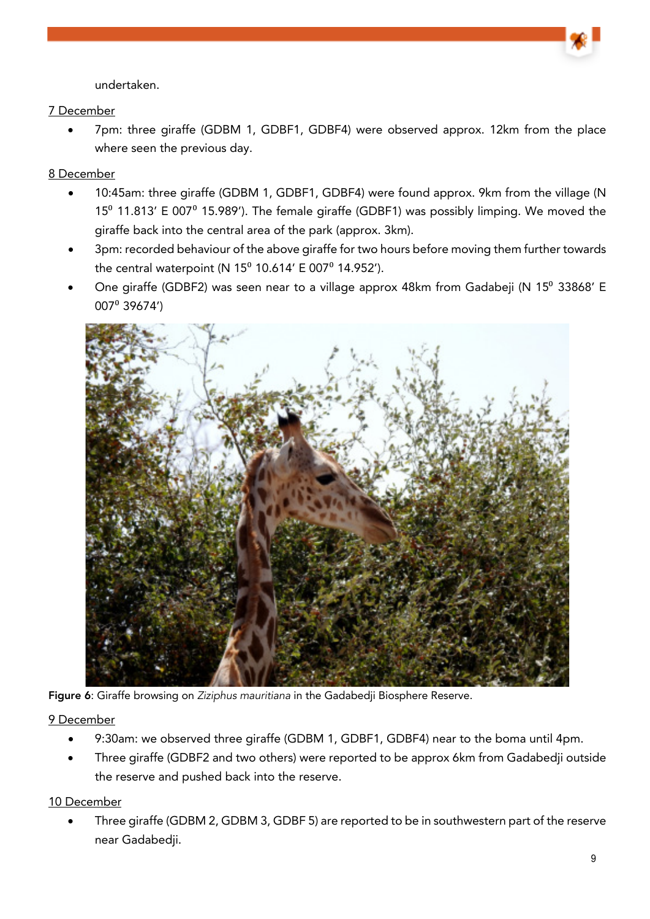undertaken.

7 December

- 7pm: three giraffe (GDBM 1, GDBF1, GDBF4) were observed approx. 12km from the place where seen the previous day.

8 December

- 10:45am: three giraffe (GDBM 1, GDBF1, GDBF4) were found approx. 9km from the village (N $15^0$ 11.813’ E $007^0$ 15.989’). The female giraffe (GDBF1) was possibly limping. We moved the giraffe back into the central area of the park (approx. 3km).
- 3pm: recorded behaviour of the above giraffe for two hours before moving them further towards the central waterpoint (N $15^0$ 10.614’ E $007^0$ 14.952’).
- One giraffe (GDBF2) was seen near to a village approx 48km from Gadabeji (N $15^0$ 33868’ E $007^0$ 39674’)

**Figure 6**: Giraffe browsing on *Ziziphus mauritiana* in the Gadabedji Biosphere Reserve.

9 December

- 9:30am: we observed three giraffe (GDBM 1, GDBF1, GDBF4) near to the boma until 4pm.
- Three giraffe (GDBF2 and two others) were reported to be approx 6km from Gadabedji outside the reserve and pushed back into the reserve.

10 December

- Three giraffe (GDBM 2, GDBM 3, GDBF 5) are reported to be in southwestern part of the reserve near Gadabedji.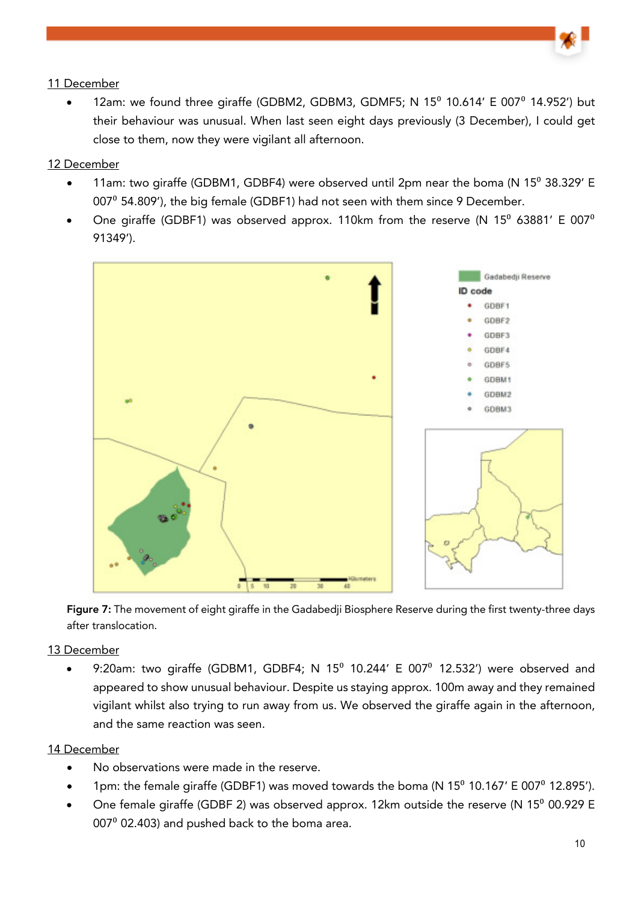11 December

- 12am: we found three giraffe (GDBM2, GDBM3, GDMF5; N 15⁰ 10.614' E 007⁰ 14.952') but their behaviour was unusual. When last seen eight days previously (3 December), I could get close to them, now they were vigilant all afternoon.

12 December

- 11am: two giraffe (GDBM1, GDBF4) were observed until 2pm near the boma (N 15⁰ 38.329' E 007⁰ 54.809'), the big female (GDBF1) had not seen with them since 9 December.
- One giraffe (GDBF1) was observed approx. 110km from the reserve (N 15⁰ 63881' E 007⁰ 91349').

**Figure 7:** The movement of eight giraffe in the Gadabedji Biosphere Reserve during the first twenty-three days after translocation.

13 December

- 9:20am: two giraffe (GDBM1, GDBF4; N 15⁰ 10.244' E 007⁰ 12.532') were observed and appeared to show unusual behaviour. Despite us staying approx. 100m away and they remained vigilant whilst also trying to run away from us. We observed the giraffe again in the afternoon, and the same reaction was seen.

14 December

- No observations were made in the reserve.
- 1pm: the female giraffe (GDBF1) was moved towards the boma (N 15⁰ 10.167' E 007⁰ 12.895').
- One female giraffe (GDBF 2) was observed approx. 12km outside the reserve (N 15⁰ 00.929 E 007⁰ 02.403) and pushed back to the boma area.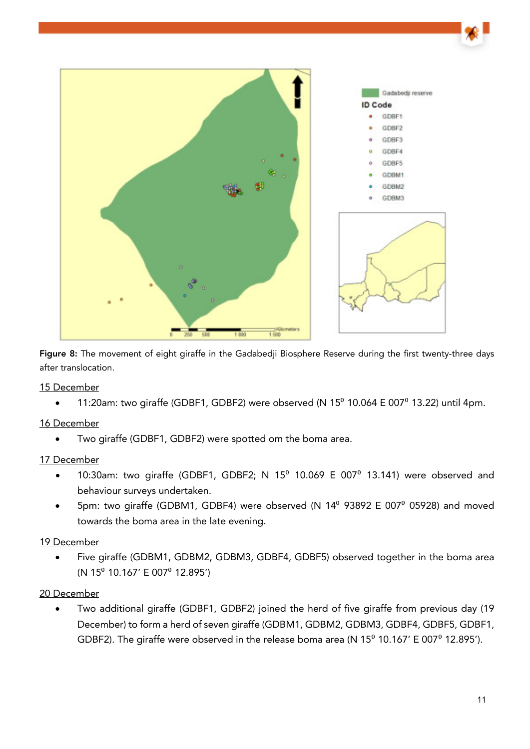**Figure 8:** The movement of eight giraffe in the Gadabedji Biosphere Reserve during the first twenty-three days after translocation.

15 December

- 11:20am: two giraffe (GDBF1, GDBF2) were observed (N 15⁰ 10.064 E 007⁰ 13.22) until 4pm.

16 December

- Two giraffe (GDBF1, GDBF2) were spotted om the boma area.

17 December

- 10:30am: two giraffe (GDBF1, GDBF2; N 15⁰ 10.069 E 007⁰ 13.141) were observed and behaviour surveys undertaken.
- 5pm: two giraffe (GDBM1, GDBF4) were observed (N 14⁰ 93892 E 007⁰ 05928) and moved towards the boma area in the late evening.

19 December

- Five giraffe (GDBM1, GDBM2, GDBM3, GDBF4, GDBF5) observed together in the boma area (N 15⁰ 10.167' E 007⁰ 12.895')

20 December

- Two additional giraffe (GDBF1, GDBF2) joined the herd of five giraffe from previous day (19 December) to form a herd of seven giraffe (GDBM1, GDBM2, GDBM3, GDBF4, GDBF5, GDBF1, GDBF2). The giraffe were observed in the release boma area (N 15⁰ 10.167' E 007⁰ 12.895').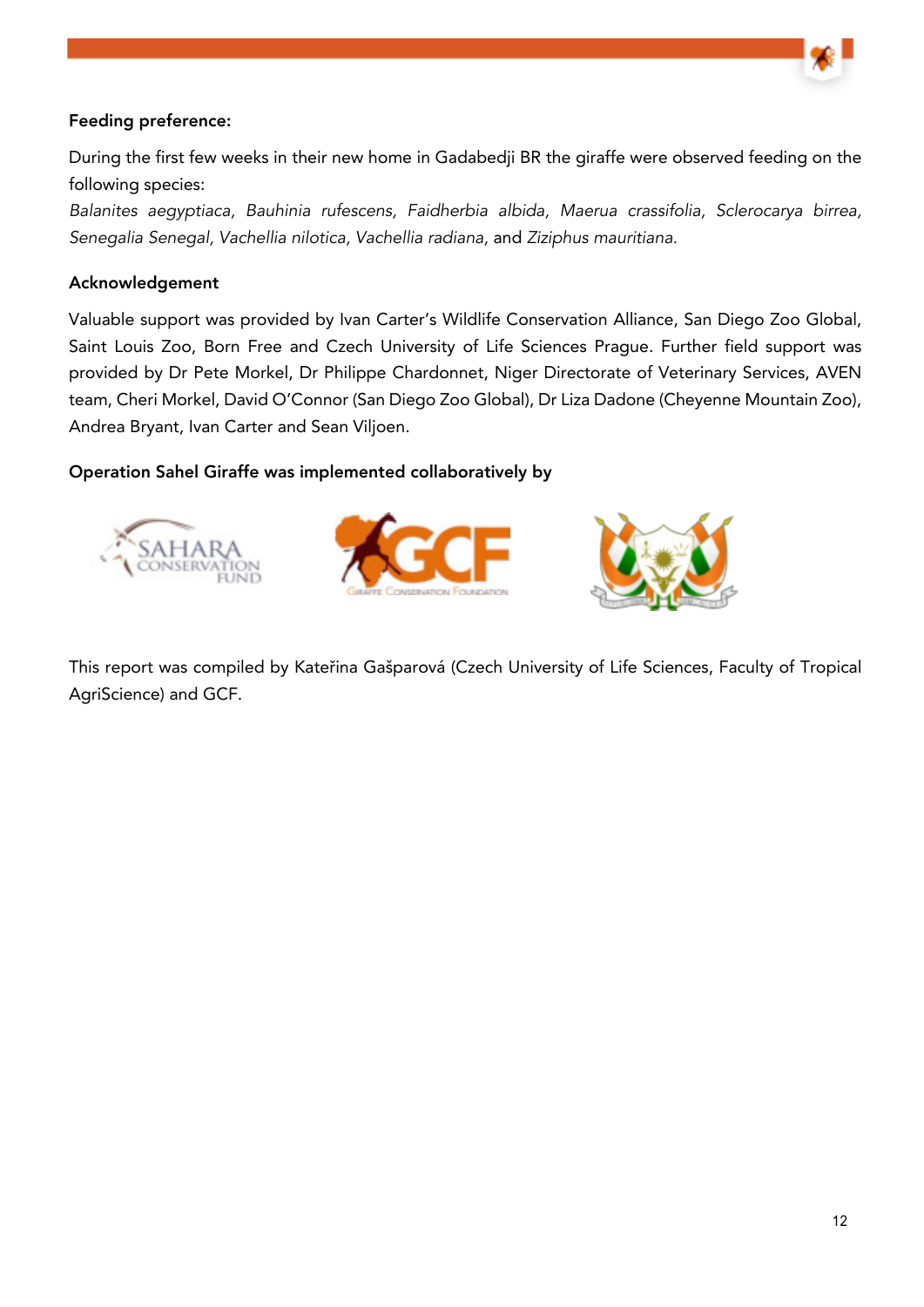**Feeding preference:**

During the first few weeks in their new home in Gadabedji BR the giraffe were observed feeding on the following species:

*Balanites aegyptiaca, Bauhinia rufescens, Faidherbia albida, Maerua crassifolia, Sclerocarya birrea, Senegalia Senegal, Vachellia nilotica, Vachellia radiana,* and *Ziziphus mauritiana.*

**Acknowledgement**

Valuable support was provided by Ivan Carter's Wildlife Conservation Alliance, San Diego Zoo Global, Saint Louis Zoo, Born Free and Czech University of Life Sciences Prague. Further field support was provided by Dr Pete Morkel, Dr Philippe Chardonnet, Niger Directorate of Veterinary Services, AVEN team, Cheri Morkel, David O'Connor (San Diego Zoo Global), Dr Liza Dadone (Cheyenne Mountain Zoo), Andrea Bryant, Ivan Carter and Sean Viljoen.

**Operation Sahel Giraffe was implemented collaboratively by**

SAHARA CONSERVATION FUND

GCF GIRAFFE CONSERVATION FOUNDATION

This report was compiled by Kateřina Gašparová (Czech University of Life Sciences, Faculty of Tropical AgriScience) and GCF.